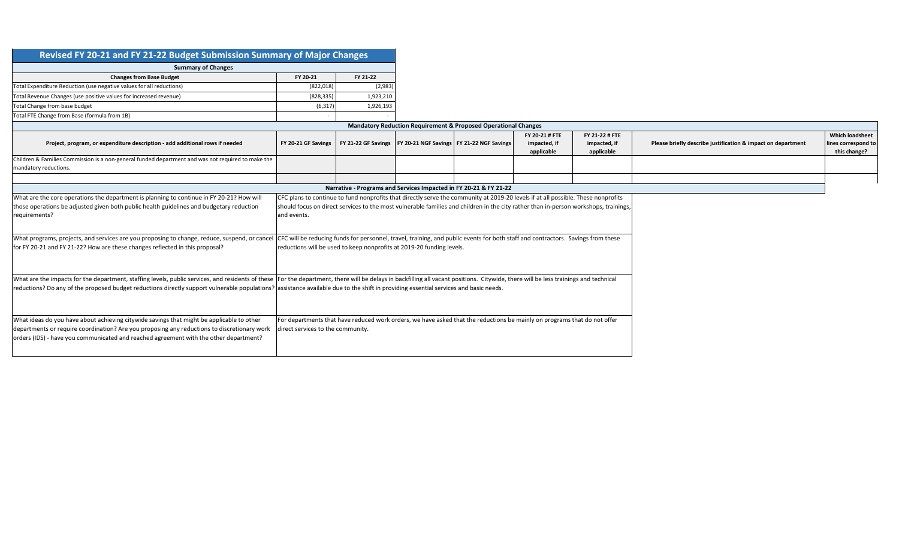# Revised FY 20-21 and FY 21-22 Budget Submission Summary of Major Changes

## Summary of Changes

| Changes from Base Budget | FY 20-21 | FY 21-22 |
|---|---|---|
| Total Expenditure Reduction (use negative values for all reductions) | (822,018) | (2,983) |
| Total Revenue Changes (use positive values for increased revenue) | (828,335) | 1,923,210 |
| Total Change from base budget | (6,317) | 1,926,193 |
| Total FTE Change from Base (formula from 1B) | - | - |

## Mandatory Reduction Requirement & Proposed Operational Changes

| Project, program, or expenditure description - add additional rows if needed | FY 20-21 GF Savings | FY 21-22 GF Savings | FY 20-21 NGF Savings | FY 21-22 NGF Savings | FY 20-21 # FTE impacted, if applicable | FY 21-22 # FTE impacted, if applicable | Please briefly describe justification & impact on department | Which loadsheet lines correspond to this change? |
|---|---|---|---|---|---|---|---|---|
| Children & Families Commission is a non-general funded department and was not required to make the mandatory reductions. | | | | | | | | |
| | | | | | | | | |

## Narrative - Programs and Services Impacted in FY 20-21 & FY 21-22

| Question | Response |
|---|---|
| What are the core operations the department is planning to continue in FY 20-21? How will those operations be adjusted given both public health guidelines and budgetary reduction requirements? | CFC plans to continue to fund nonprofits that directly serve the community at 2019-20 levels if at all possible. These nonprofits should focus on direct services to the most vulnerable families and children in the city rather than in-person workshops, trainings, and events. |
| What programs, projects, and services are you proposing to change, reduce, suspend, or cancel for FY 20-21 and FY 21-22? How are these changes reflected in this proposal? | CFC will be reducing funds for personnel, travel, training, and public events for both staff and contractors. Savings from these reductions will be used to keep nonprofits at 2019-20 funding levels. |
| What are the impacts for the department, staffing levels, public services, and residents of these reductions? Do any of the proposed budget reductions directly support vulnerable populations? | For the department, there will be delays in backfilling all vacant positions. Citywide, there will be less trainings and technical assistance available due to the shift in providing essential services and basic needs. |
| What ideas do you have about achieving citywide savings that might be applicable to other departments or require coordination? Are you proposing any reductions to discretionary work orders (IDS) - have you communicated and reached agreement with the other department? | For departments that have reduced work orders, we have asked that the reductions be mainly on programs that do not offer direct services to the community. |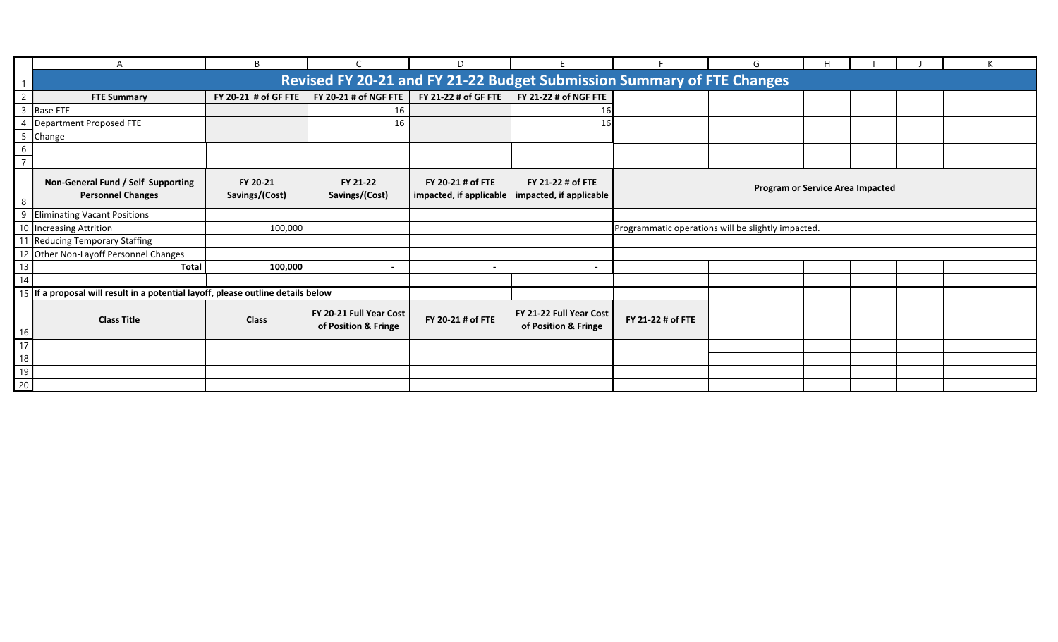# Revised FY 20-21 and FY 21-22 Budget Submission Summary of FTE Changes

| FTE Summary | FY 20-21 # of GF FTE | FY 20-21 # of NGF FTE | FY 21-22 # of GF FTE | FY 21-22 # of NGF FTE |
|---|---|---|---|---|
| Base FTE | | 16 | | 16 |
| Department Proposed FTE | | 16 | | 16 |
| Change | - | - | - | - |

| Non-General Fund / Self Supporting Personnel Changes | FY 20-21 Savings/(Cost) | FY 21-22 Savings/(Cost) | FY 20-21 # of FTE impacted, if applicable | FY 21-22 # of FTE impacted, if applicable | Program or Service Area Impacted |
|---|---|---|---|---|---|
| Eliminating Vacant Positions | | | | | |
| Increasing Attrition | 100,000 | | | | Programmatic operations will be slightly impacted. |
| Reducing Temporary Staffing | | | | | |
| Other Non-Layoff Personnel Changes | | | | | |
| **Total** | **100,000** | **-** | **-** | **-** | |

**If a proposal will result in a potential layoff, please outline details below**

| Class Title | Class | FY 20-21 Full Year Cost of Position & Fringe | FY 20-21 # of FTE | FY 21-22 Full Year Cost of Position & Fringe | FY 21-22 # of FTE |
|---|---|---|---|---|---|
| | | | | | |
| | | | | | |
| | | | | | |
| | | | | | |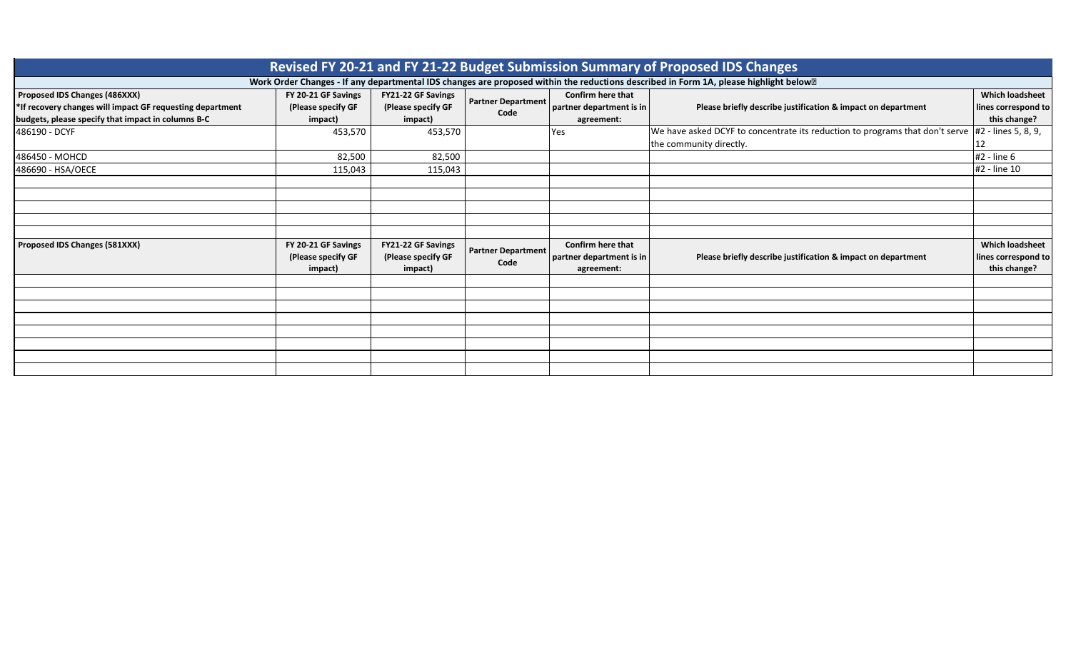# Revised FY 20-21 and FY 21-22 Budget Submission Summary of Proposed IDS Changes

**Work Order Changes - If any departmental IDS changes are proposed within the reductions described in Form 1A, please highlight below**

| Proposed IDS Changes (486XXX) *If recovery changes will impact GF requesting department budgets, please specify that impact in columns B-C | FY 20-21 GF Savings (Please specify GF impact) | FY21-22 GF Savings (Please specify GF impact) | Partner Department Code | Confirm here that partner department is in agreement: | Please briefly describe justification & impact on department | Which loadsheet lines correspond to this change? |
|---|---|---|---|---|---|---|
| 486190 - DCYF | 453,570 | 453,570 | | Yes | We have asked DCYF to concentrate its reduction to programs that don't serve the community directly. | #2 - lines 5, 8, 9, 12 |
| 486450 - MOHCD | 82,500 | 82,500 | | | | #2 - line 6 |
| 486690 - HSA/OECE | 115,043 | 115,043 | | | | #2 - line 10 |
| | | | | | | |
| | | | | | | |
| | | | | | | |
| | | | | | | |
| | | | | | | |

| Proposed IDS Changes (581XXX) | FY 20-21 GF Savings (Please specify GF impact) | FY21-22 GF Savings (Please specify GF impact) | Partner Department Code | Confirm here that partner department is in agreement: | Please briefly describe justification & impact on department | Which loadsheet lines correspond to this change? |
|---|---|---|---|---|---|---|
| | | | | | | |
| | | | | | | |
| | | | | | | |
| | | | | | | |
| | | | | | | |
| | | | | | | |
| | | | | | | |
| | | | | | | |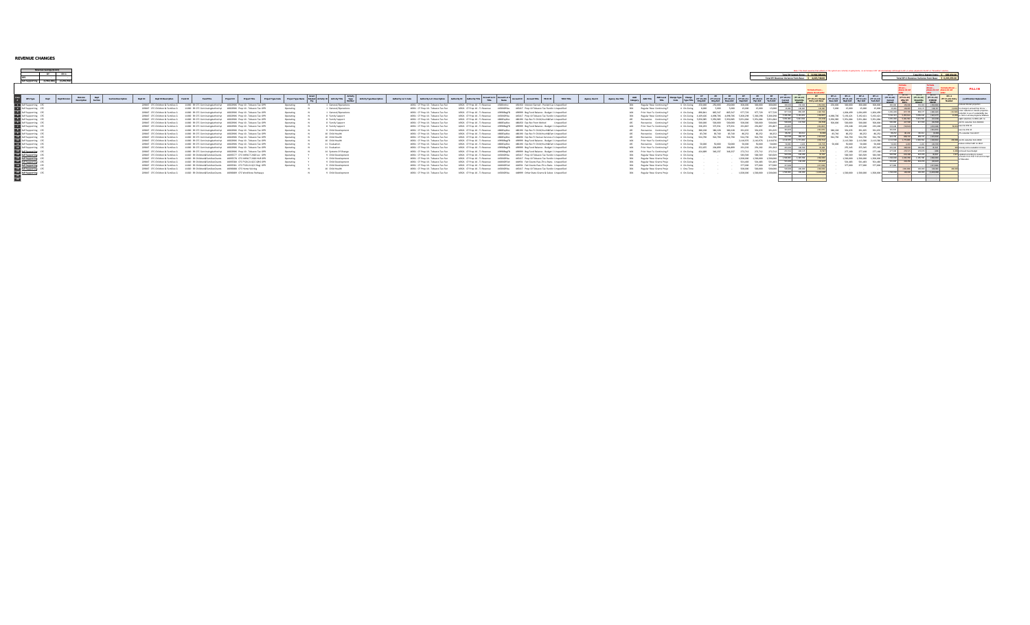# REVENUE CHANGES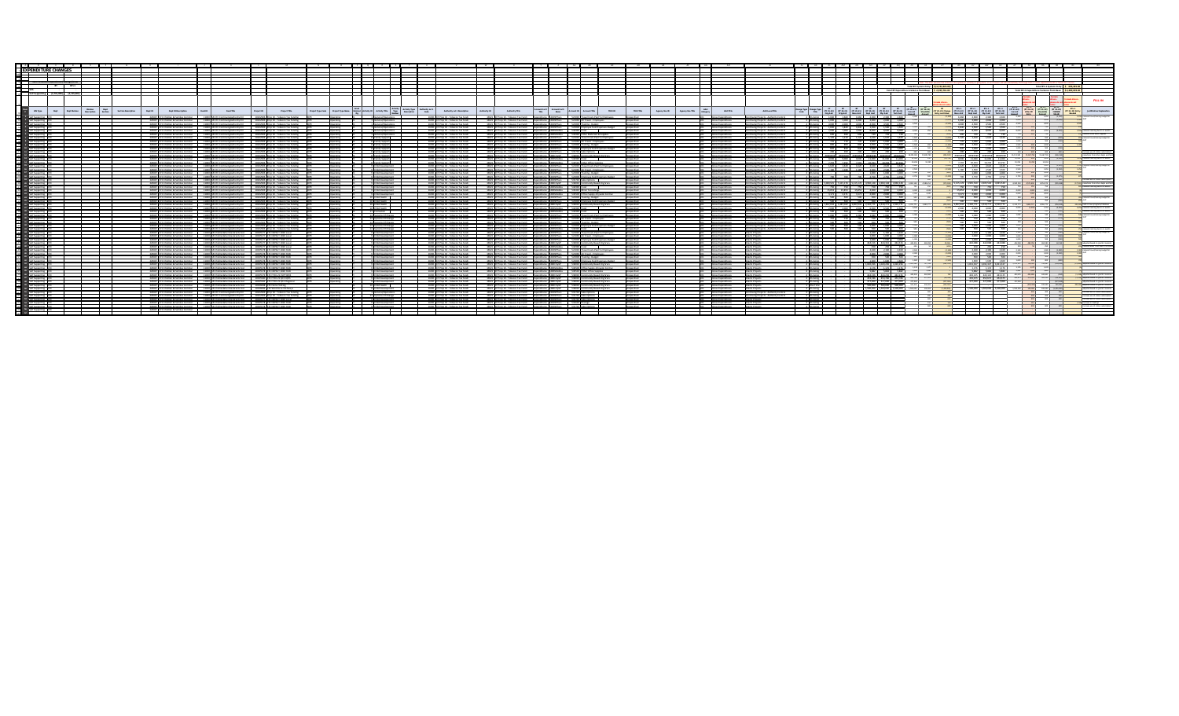# EXPENDITURE CHANGES